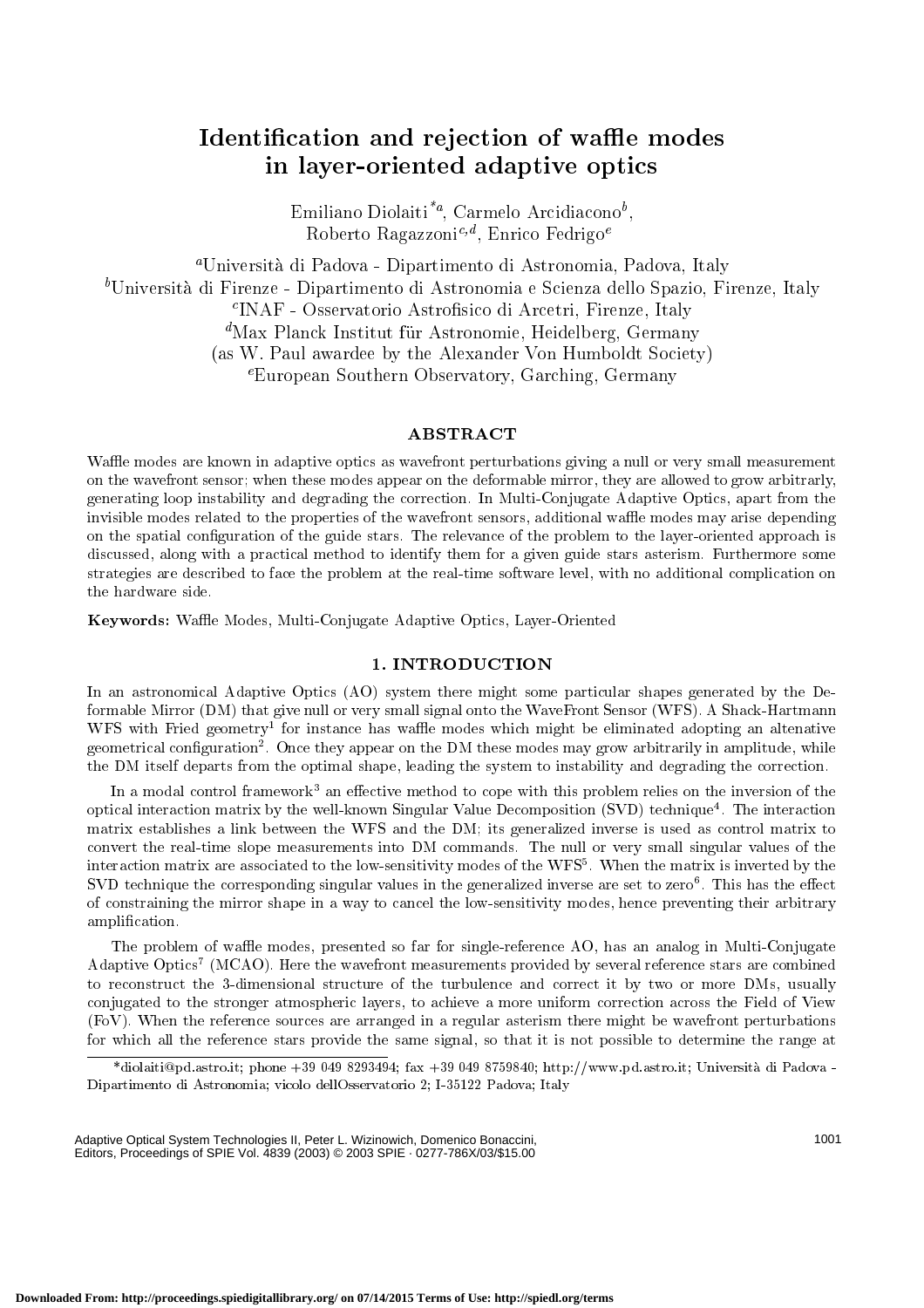# Identification and rejection of waffle modes in layer-oriented adaptive optics

Emiliano Diolaiti[*a], Carmelo Arcidiacono[b], Roberto Ragazzoni[c,d], Enrico Fedrigo[e]

[a]Università di Padova - Dipartimento di Astronomia, Padova, Italy
[b]Università di Firenze - Dipartimento di Astronomia e Scienza dello Spazio, Firenze, Italy
[c]INAF - Osservatorio Astrofisico di Arcetri, Firenze, Italy
[d]Max Planck Institut für Astronomie, Heidelberg, Germany
(as W. Paul awardee by the Alexander Von Humboldt Society)
[e]European Southern Observatory, Garching, Germany

## ABSTRACT

Waffle modes are known in adaptive optics as wavefront perturbations giving a null or very small measurement on the wavefront sensor; when these modes appear on the deformable mirror, they are allowed to grow arbitrarly, generating loop instability and degrading the correction. In Multi-Conjugate Adaptive Optics, apart from the invisible modes related to the properties of the wavefront sensors, additional waffle modes may arise depending on the spatial configuration of the guide stars. The relevance of the problem to the layer-oriented approach is discussed, along with a practical method to identify them for a given guide stars asterism. Furthermore some strategies are described to face the problem at the real-time software level, with no additional complication on the hardware side.

**Keywords:** Waffle Modes, Multi-Conjugate Adaptive Optics, Layer-Oriented

## 1. INTRODUCTION

In an astronomical Adaptive Optics (AO) system there might some particular shapes generated by the Deformable Mirror (DM) that give null or very small signal onto the WaveFront Sensor (WFS). A Shack-Hartmann WFS with Fried geometry[1] for instance has waffle modes which might be eliminated adopting an altenative geometrical configuration[2]. Once they appear on the DM these modes may grow arbitrarily in amplitude, while the DM itself departs from the optimal shape, leading the system to instability and degrading the correction.

In a modal control framework[3] an effective method to cope with this problem relies on the inversion of the optical interaction matrix by the well-known Singular Value Decomposition (SVD) technique[4]. The interaction matrix establishes a link between the WFS and the DM; its generalized inverse is used as control matrix to convert the real-time slope measurements into DM commands. The null or very small singular values of the interaction matrix are associated to the low-sensitivity modes of the WFS[5]. When the matrix is inverted by the SVD technique the corresponding singular values in the generalized inverse are set to zero[6]. This has the effect of constraining the mirror shape in a way to cancel the low-sensitivity modes, hence preventing their arbitrary amplification.

The problem of waffle modes, presented so far for single-reference AO, has an analog in Multi-Conjugate Adaptive Optics[7] (MCAO). Here the wavefront measurements provided by several reference stars are combined to reconstruct the 3-dimensional structure of the turbulence and correct it by two or more DMs, usually conjugated to the stronger atmospheric layers, to achieve a more uniform correction across the Field of View (FoV). When the reference sources are arranged in a regular asterism there might be wavefront perturbations for which all the reference stars provide the same signal, so that it is not possible to determine the range at

*diolaiti@pd.astro.it; phone +39 049 8293494; fax +39 049 8759840; http://www.pd.astro.it; Università di Padova - Dipartimento di Astronomia; vicolo dellOsservatorio 2; I-35122 Padova; Italy

Adaptive Optical System Technologies II, Peter L. Wizinowich, Domenico Bonaccini, Editors, Proceedings of SPIE Vol. 4839 (2003) © 2003 SPIE · 0277-786X/03/$15.00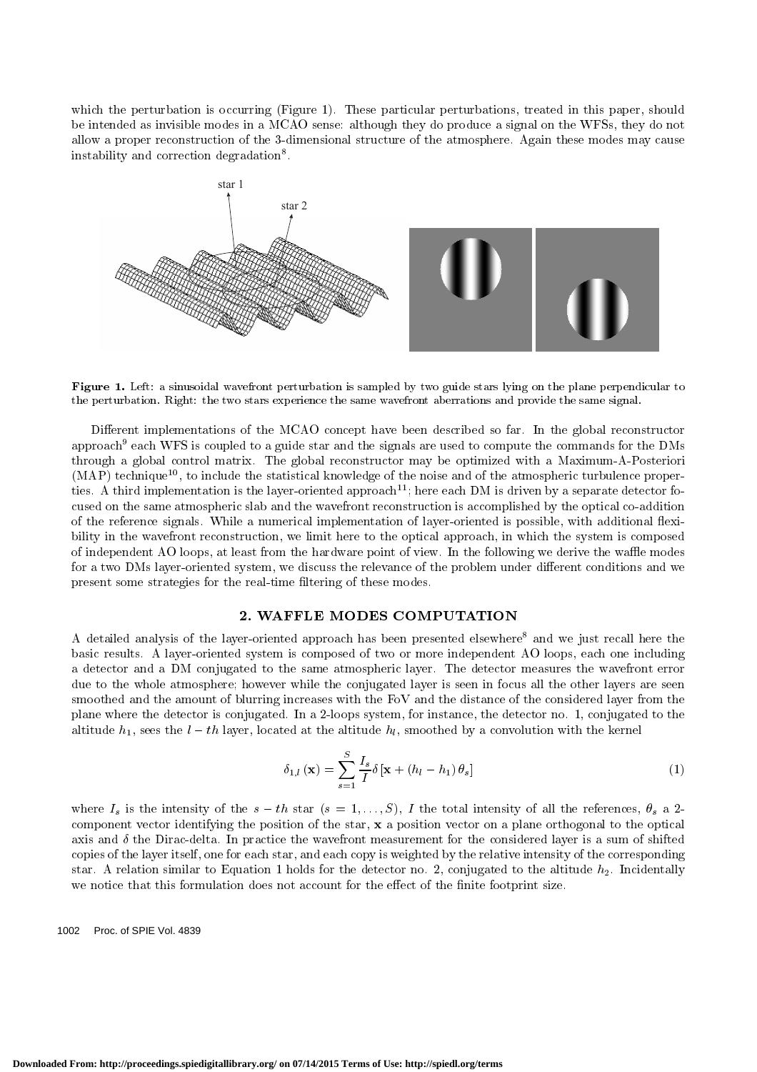which the perturbation is occurring (Figure 1). These particular perturbations, treated in this paper, should be intended as invisible modes in a MCAO sense: although they do produce a signal on the WFSs, they do not allow a proper reconstruction of the 3-dimensional structure of the atmosphere. Again these modes may cause instability and correction degradation[8].

**Figure 1.** Left: a sinusoidal wavefront perturbation is sampled by two guide stars lying on the plane perpendicular to the perturbation. Right: the two stars experience the same wavefront aberrations and provide the same signal.

Different implementations of the MCAO concept have been described so far. In the global reconstructor approach[9] each WFS is coupled to a guide star and the signals are used to compute the commands for the DMs through a global control matrix. The global reconstructor may be optimized with a Maximum-A-Posteriori (MAP) technique[10], to include the statistical knowledge of the noise and of the atmospheric turbulence properties. A third implementation is the layer-oriented approach[11]; here each DM is driven by a separate detector focused on the same atmospheric slab and the wavefront reconstruction is accomplished by the optical co-addition of the reference signals. While a numerical implementation of layer-oriented is possible, with additional flexibility in the wavefront reconstruction, we limit here to the optical approach, in which the system is composed of independent AO loops, at least from the hardware point of view. In the following we derive the waffle modes for a two DMs layer-oriented system, we discuss the relevance of the problem under different conditions and we present some strategies for the real-time filtering of these modes.

## 2. WAFFLE MODES COMPUTATION

A detailed analysis of the layer-oriented approach has been presented elsewhere[8] and we just recall here the basic results. A layer-oriented system is composed of two or more independent AO loops, each one including a detector and a DM conjugated to the same atmospheric layer. The detector measures the wavefront error due to the whole atmosphere; however while the conjugated layer is seen in focus all the other layers are seen smoothed and the amount of blurring increases with the FoV and the distance of the considered layer from the plane where the detector is conjugated. In a 2-loops system, for instance, the detector no. 1, conjugated to the altitude $h_1$, sees the $l-th$ layer, located at the altitude $h_l$, smoothed by a convolution with the kernel

$$\delta_{1,l}\left(\mathbf{x}\right) = \sum_{s=1}^{S} \frac{I_s}{I} \delta\left[\mathbf{x} + \left(h_l - h_1\right)\theta_s\right] \tag{1}$$

where $I_s$ is the intensity of the $s-th$ star ($s = 1, \ldots, S$), $I$ the total intensity of all the references, $\theta_s$ a 2-component vector identifying the position of the star, $\mathbf{x}$ a position vector on a plane orthogonal to the optical axis and $\delta$ the Dirac-delta. In practice the wavefront measurement for the considered layer is a sum of shifted copies of the layer itself, one for each star, and each copy is weighted by the relative intensity of the corresponding star. A relation similar to Equation 1 holds for the detector no. 2, conjugated to the altitude $h_2$. Incidentally we notice that this formulation does not account for the effect of the finite footprint size.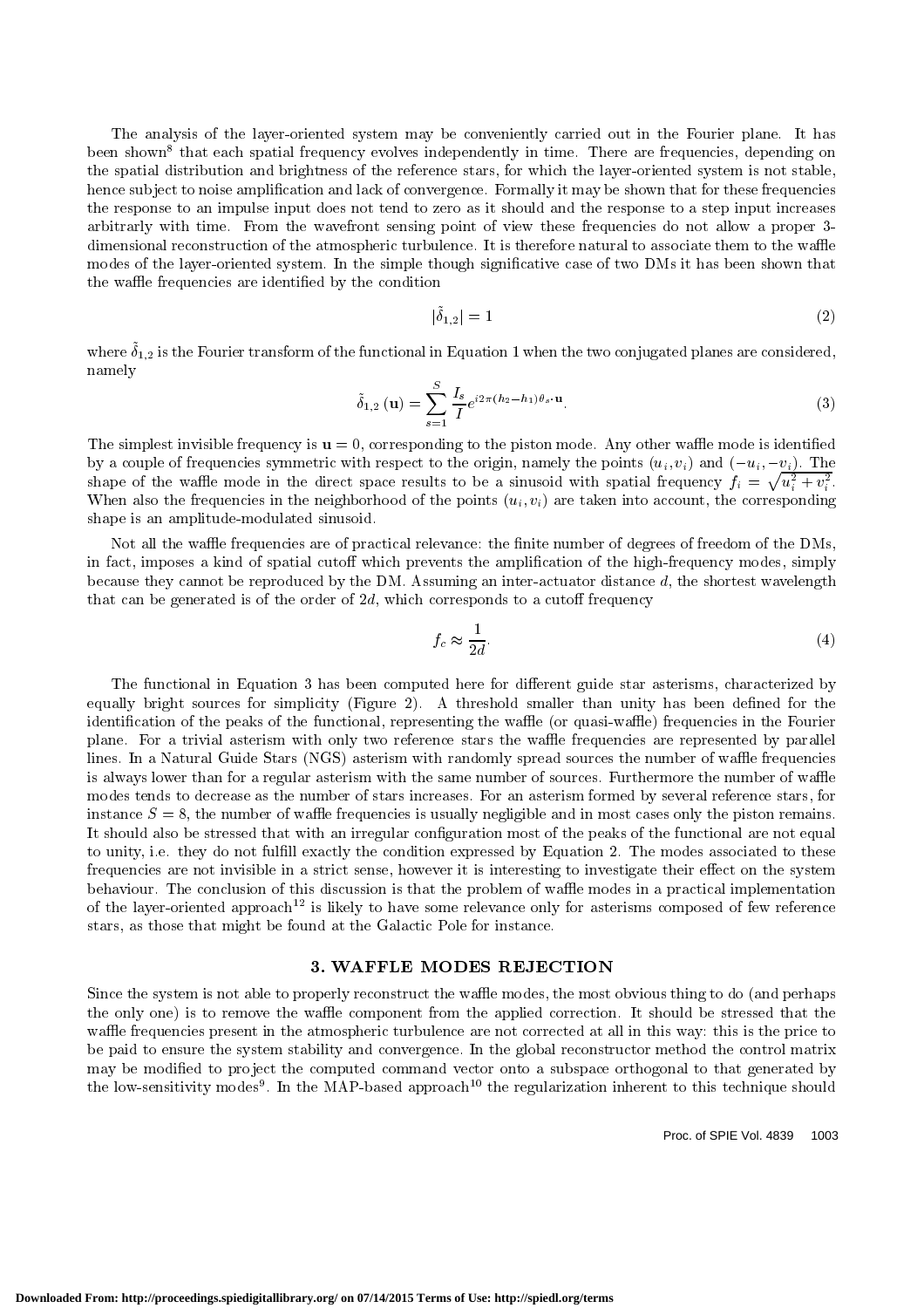The analysis of the layer-oriented system may be conveniently carried out in the Fourier plane. It has been shown[8] that each spatial frequency evolves independently in time. There are frequencies, depending on the spatial distribution and brightness of the reference stars, for which the layer-oriented system is not stable, hence subject to noise amplification and lack of convergence. Formally it may be shown that for these frequencies the response to an impulse input does not tend to zero as it should and the response to a step input increases arbitrarily with time. From the wavefront sensing point of view these frequencies do not allow a proper 3-dimensional reconstruction of the atmospheric turbulence. It is therefore natural to associate them to the waffle modes of the layer-oriented system. In the simple though significative case of two DMs it has been shown that the waffle frequencies are identified by the condition

$$|\tilde{\delta}_{1,2}| = 1 \tag{2}$$

where $\tilde{\delta}_{1,2}$ is the Fourier transform of the functional in Equation 1 when the two conjugated planes are considered, namely

$$\tilde{\delta}_{1,2}(\mathbf{u}) = \sum_{s=1}^{S} \frac{I_s}{I} e^{i2\pi(h_2-h_1)\theta_s \cdot \mathbf{u}}. \tag{3}$$

The simplest invisible frequency is $\mathbf{u} = 0$, corresponding to the piston mode. Any other waffle mode is identified by a couple of frequencies symmetric with respect to the origin, namely the points $(u_i, v_i)$ and $(-u_i, -v_i)$. The shape of the waffle mode in the direct space results to be a sinusoid with spatial frequency $f_i = \sqrt{u_i^2 + v_i^2}$. When also the frequencies in the neighborhood of the points $(u_i, v_i)$ are taken into account, the corresponding shape is an amplitude-modulated sinusoid.

Not all the waffle frequencies are of practical relevance: the finite number of degrees of freedom of the DMs, in fact, imposes a kind of spatial cutoff which prevents the amplification of the high-frequency modes, simply because they cannot be reproduced by the DM. Assuming an inter-actuator distance $d$, the shortest wavelength that can be generated is of the order of $2d$, which corresponds to a cutoff frequency

$$f_c \approx \frac{1}{2d}. \tag{4}$$

The functional in Equation 3 has been computed here for different guide star asterisms, characterized by equally bright sources for simplicity (Figure 2). A threshold smaller than unity has been defined for the identification of the peaks of the functional, representing the waffle (or quasi-waffle) frequencies in the Fourier plane. For a trivial asterism with only two reference stars the waffle frequencies are represented by parallel lines. In a Natural Guide Stars (NGS) asterism with randomly spread sources the number of waffle frequencies is always lower than for a regular asterism with the same number of sources. Furthermore the number of waffle modes tends to decrease as the number of stars increases. For an asterism formed by several reference stars, for instance $S = 8$, the number of waffle frequencies is usually negligible and in most cases only the piston remains. It should also be stressed that with an irregular configuration most of the peaks of the functional are not equal to unity, i.e. they do not fulfill exactly the condition expressed by Equation 2. The modes associated to these frequencies are not invisible in a strict sense, however it is interesting to investigate their effect on the system behaviour. The conclusion of this discussion is that the problem of waffle modes in a practical implementation of the layer-oriented approach[12] is likely to have some relevance only for asterisms composed of few reference stars, as those that might be found at the Galactic Pole for instance.

## 3. WAFFLE MODES REJECTION

Since the system is not able to properly reconstruct the waffle modes, the most obvious thing to do (and perhaps the only one) is to remove the waffle component from the applied correction. It should be stressed that the waffle frequencies present in the atmospheric turbulence are not corrected at all in this way: this is the price to be paid to ensure the system stability and convergence. In the global reconstructor method the control matrix may be modified to project the computed command vector onto a subspace orthogonal to that generated by the low-sensitivity modes[9]. In the MAP-based approach[10] the regularization inherent to this technique should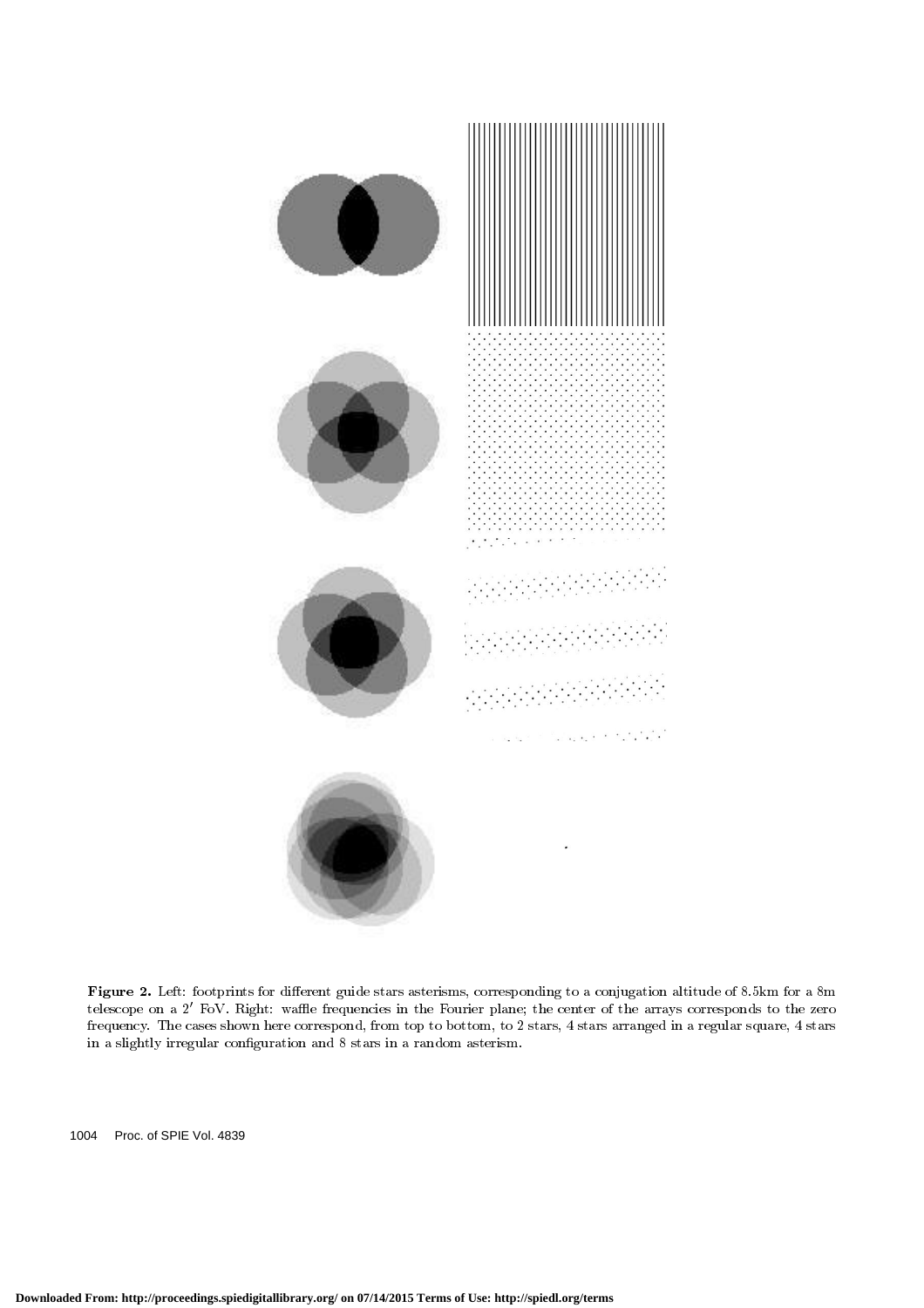**Figure 2.** Left: footprints for different guide stars asterisms, corresponding to a conjugation altitude of 8.5km for a 8m telescope on a $2'$ FoV. Right: waffle frequencies in the Fourier plane; the center of the arrays corresponds to the zero frequency. The cases shown here correspond, from top to bottom, to 2 stars, 4 stars arranged in a regular square, 4 stars in a slightly irregular configuration and 8 stars in a random asterism.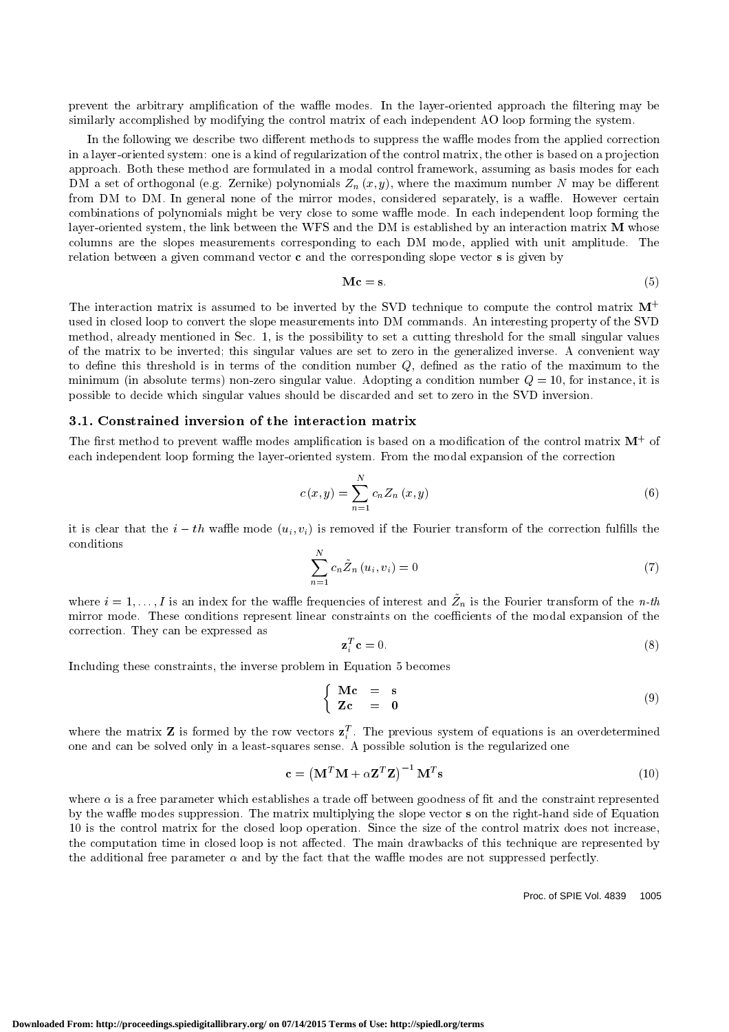prevent the arbitrary amplification of the waffle modes. In the layer-oriented approach the filtering may be similarly accomplished by modifying the control matrix of each independent AO loop forming the system.

In the following we describe two different methods to suppress the waffle modes from the applied correction in a layer-oriented system: one is a kind of regularization of the control matrix, the other is based on a projection approach. Both these method are formulated in a modal control framework, assuming as basis modes for each DM a set of orthogonal (e.g. Zernike) polynomials $Z_n(x, y)$, where the maximum number $N$ may be different from DM to DM. In general none of the mirror modes, considered separately, is a waffle. However certain combinations of polynomials might be very close to some waffle mode. In each independent loop forming the layer-oriented system, the link between the WFS and the DM is established by an interaction matrix $\mathbf{M}$ whose columns are the slopes measurements corresponding to each DM mode, applied with unit amplitude. The relation between a given command vector $\mathbf{c}$ and the corresponding slope vector $\mathbf{s}$ is given by

$$\mathbf{Mc} = \mathbf{s}. \tag{5}$$

The interaction matrix is assumed to be inverted by the SVD technique to compute the control matrix $\mathbf{M}^+$ used in closed loop to convert the slope measurements into DM commands. An interesting property of the SVD method, already mentioned in Sec. 1, is the possibility to set a cutting threshold for the small singular values of the matrix to be inverted; this singular values are set to zero in the generalized inverse. A convenient way to define this threshold is in terms of the condition number $Q$, defined as the ratio of the maximum to the minimum (in absolute terms) non-zero singular value. Adopting a condition number $Q = 10$, for instance, it is possible to decide which singular values should be discarded and set to zero in the SVD inversion.

### 3.1. Constrained inversion of the interaction matrix

The first method to prevent waffle modes amplification is based on a modification of the control matrix $\mathbf{M}^+$ of each independent loop forming the layer-oriented system. From the modal expansion of the correction

$$c(x, y) = \sum_{n=1}^{N} c_n Z_n(x, y) \tag{6}$$

it is clear that the $i-th$ waffle mode $(u_i, v_i)$ is removed if the Fourier transform of the correction fulfills the conditions

$$\sum_{n=1}^{N} c_n \tilde{Z}_n(u_i, v_i) = 0 \tag{7}$$

where $i = 1, \ldots, I$ is an index for the waffle frequencies of interest and $\tilde{Z}_n$ is the Fourier transform of the $n$-$th$ mirror mode. These conditions represent linear constraints on the coefficients of the modal expansion of the correction. They can be expressed as

$$\mathbf{z}_i^T \mathbf{c} = 0. \tag{8}$$

Including these constraints, the inverse problem in Equation 5 becomes

$$\begin{cases} \mathbf{Mc} &= \mathbf{s} \\ \mathbf{Zc} &= \mathbf{0} \end{cases} \tag{9}$$

where the matrix $\mathbf{Z}$ is formed by the row vectors $\mathbf{z}_i^T$. The previous system of equations is an overdetermined one and can be solved only in a least-squares sense. A possible solution is the regularized one

$$\mathbf{c} = \left(\mathbf{M}^T\mathbf{M} + \alpha\mathbf{Z}^T\mathbf{Z}\right)^{-1}\mathbf{M}^T\mathbf{s} \tag{10}$$

where $\alpha$ is a free parameter which establishes a trade off between goodness of fit and the constraint represented by the waffle modes suppression. The matrix multiplying the slope vector $\mathbf{s}$ on the right-hand side of Equation 10 is the control matrix for the closed loop operation. Since the size of the control matrix does not increase, the computation time in closed loop is not affected. The main drawbacks of this technique are represented by the additional free parameter $\alpha$ and by the fact that the waffle modes are not suppressed perfectly.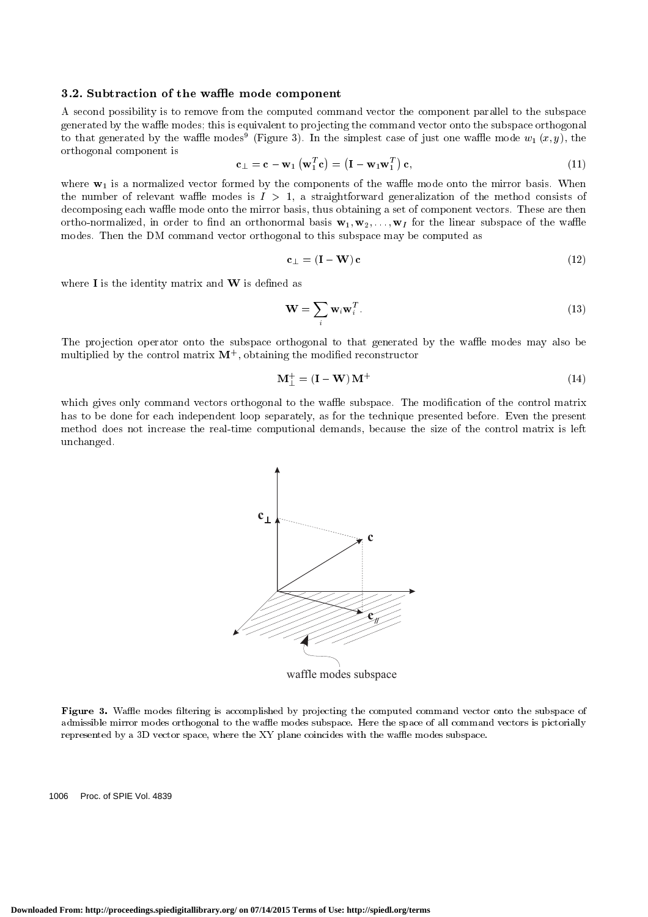### 3.2. Subtraction of the waffle mode component

A second possibility is to remove from the computed command vector the component parallel to the subspace generated by the waffle modes; this is equivalent to projecting the command vector onto the subspace orthogonal to that generated by the waffle modes[9] (Figure 3). In the simplest case of just one waffle mode $w_1(x,y)$, the orthogonal component is

$$\mathbf{c}_\perp = \mathbf{c} - \mathbf{w}_1\left(\mathbf{w}_1^T\mathbf{c}\right) = \left(\mathbf{I} - \mathbf{w}_1\mathbf{w}_1^T\right)\mathbf{c}, \tag{11}$$

where $\mathbf{w}_1$ is a normalized vector formed by the components of the waffle mode onto the mirror basis. When the number of relevant waffle modes is $I > 1$, a straightforward generalization of the method consists of decomposing each waffle mode onto the mirror basis, thus obtaining a set of component vectors. These are then ortho-normalized, in order to find an orthonormal basis $\mathbf{w}_1, \mathbf{w}_2, \ldots, \mathbf{w}_I$ for the linear subspace of the waffle modes. Then the DM command vector orthogonal to this subspace may be computed as

$$\mathbf{c}_\perp = \left(\mathbf{I} - \mathbf{W}\right)\mathbf{c} \tag{12}$$

where $\mathbf{I}$ is the identity matrix and $\mathbf{W}$ is defined as

$$\mathbf{W} = \sum_i \mathbf{w}_i\mathbf{w}_i^T. \tag{13}$$

The projection operator onto the subspace orthogonal to that generated by the waffle modes may also be multiplied by the control matrix $\mathbf{M}^+$, obtaining the modified reconstructor

$$\mathbf{M}_\perp^+ = \left(\mathbf{I} - \mathbf{W}\right)\mathbf{M}^+ \tag{14}$$

which gives only command vectors orthogonal to the waffle subspace. The modification of the control matrix has to be done for each independent loop separately, as for the technique presented before. Even the present method does not increase the real-time computional demands, because the size of the control matrix is left unchanged.

**Figure 3.** Waffle modes filtering is accomplished by projecting the computed command vector onto the subspace of admissible mirror modes orthogonal to the waffle modes subspace. Here the space of all command vectors is pictorially represented by a 3D vector space, where the XY plane coincides with the waffle modes subspace.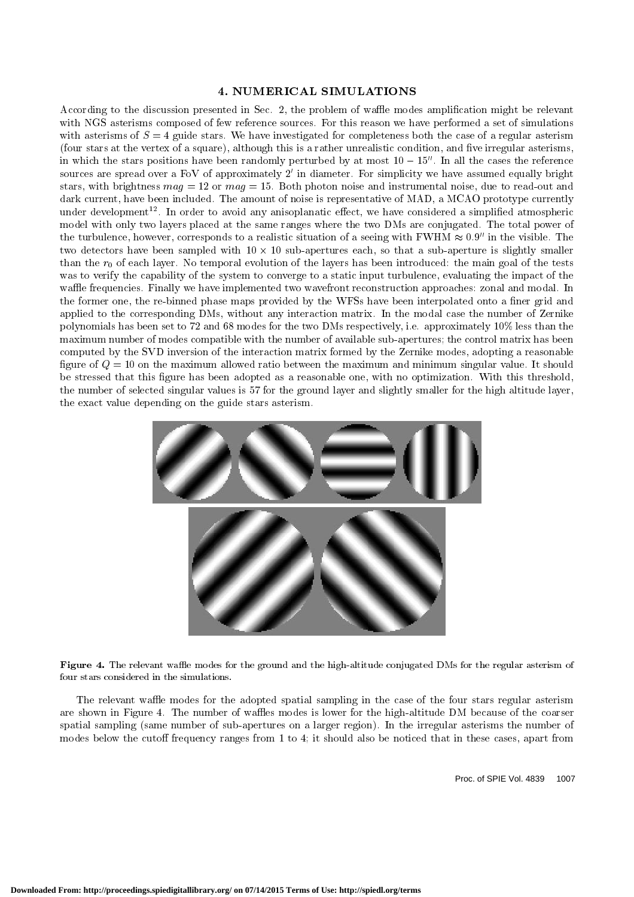## 4. NUMERICAL SIMULATIONS

According to the discussion presented in Sec. 2, the problem of waffle modes amplification might be relevant with NGS asterisms composed of few reference sources. For this reason we have performed a set of simulations with asterisms of $S = 4$ guide stars. We have investigated for completeness both the case of a regular asterism (four stars at the vertex of a square), although this is a rather unrealistic condition, and five irregular asterisms, in which the stars positions have been randomly perturbed by at most $10 - 15''$. In all the cases the reference sources are spread over a FoV of approximately $2'$ in diameter. For simplicity we have assumed equally bright stars, with brightness $mag = 12$ or $mag = 15$. Both photon noise and instrumental noise, due to read-out and dark current, have been included. The amount of noise is representative of MAD, a MCAO prototype currently under development[12]. In order to avoid any anisoplanatic effect, we have considered a simplified atmospheric model with only two layers placed at the same ranges where the two DMs are conjugated. The total power of the turbulence, however, corresponds to a realistic situation of a seeing with FWHM $\approx 0.9''$ in the visible. The two detectors have been sampled with $10 \times 10$ sub-apertures each, so that a sub-aperture is slightly smaller than the $r_0$ of each layer. No temporal evolution of the layers has been introduced: the main goal of the tests was to verify the capability of the system to converge to a static input turbulence, evaluating the impact of the waffle frequencies. Finally we have implemented two wavefront reconstruction approaches: zonal and modal. In the former one, the re-binned phase maps provided by the WFSs have been interpolated onto a finer grid and applied to the corresponding DMs, without any interaction matrix. In the modal case the number of Zernike polynomials has been set to 72 and 68 modes for the two DMs respectively, i.e. approximately 10% less than the maximum number of modes compatible with the number of available sub-apertures; the control matrix has been computed by the SVD inversion of the interaction matrix formed by the Zernike modes, adopting a reasonable figure of $Q = 10$ on the maximum allowed ratio between the maximum and minimum singular value. It should be stressed that this figure has been adopted as a reasonable one, with no optimization. With this threshold, the number of selected singular values is 57 for the ground layer and slightly smaller for the high altitude layer, the exact value depending on the guide stars asterism.

**Figure 4.** The relevant waffle modes for the ground and the high-altitude conjugated DMs for the regular asterism of four stars considered in the simulations.

The relevant waffle modes for the adopted spatial sampling in the case of the four stars regular asterism are shown in Figure 4. The number of waffles modes is lower for the high-altitude DM because of the coarser spatial sampling (same number of sub-apertures on a larger region). In the irregular asterisms the number of modes below the cutoff frequency ranges from 1 to 4; it should also be noticed that in these cases, apart from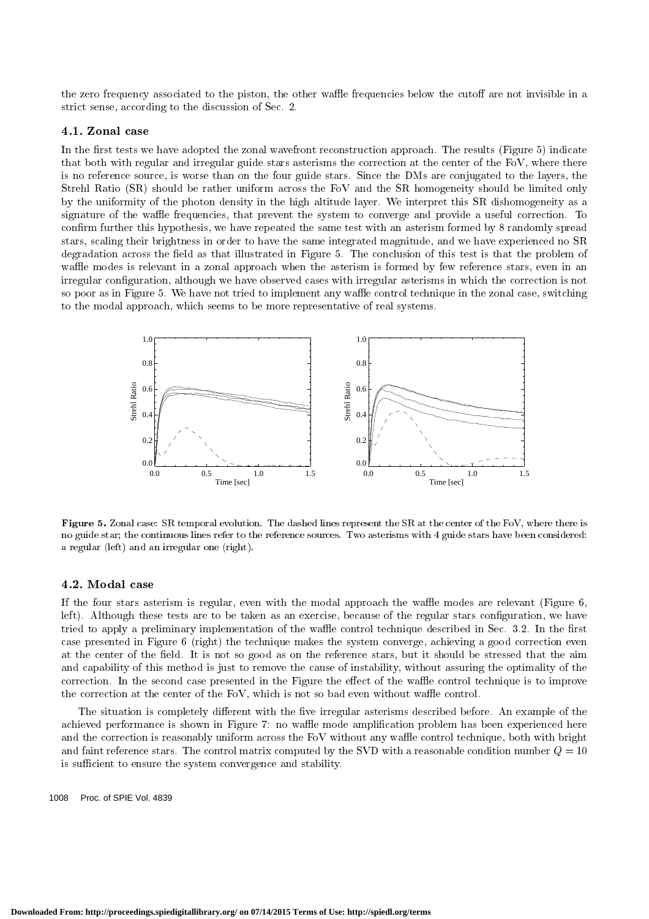the zero frequency associated to the piston, the other waffle frequencies below the cutoff are not invisible in a strict sense, according to the discussion of Sec. 2.

### 4.1. Zonal case

In the first tests we have adopted the zonal wavefront reconstruction approach. The results (Figure 5) indicate that both with regular and irregular guide stars asterisms the correction at the center of the FoV, where there is no reference source, is worse than on the four guide stars. Since the DMs are conjugated to the layers, the Strehl Ratio (SR) should be rather uniform across the FoV and the SR homogeneity should be limited only by the uniformity of the photon density in the high altitude layer. We interpret this SR dishomogeneity as a signature of the waffle frequencies, that prevent the system to converge and provide a useful correction. To confirm further this hypothesis, we have repeated the same test with an asterism formed by 8 randomly spread stars, scaling their brightness in order to have the same integrated magnitude, and we have experienced no SR degradation across the field as that illustrated in Figure 5. The conclusion of this test is that the problem of waffle modes is relevant in a zonal approach when the asterism is formed by few reference stars, even in an irregular configuration, although we have observed cases with irregular asterisms in which the correction is not so poor as in Figure 5. We have not tried to implement any waffle control technique in the zonal case, switching to the modal approach, which seems to be more representative of real systems.

**Figure 5.** Zonal case: SR temporal evolution. The dashed lines represent the SR at the center of the FoV, where there is no guide star; the continuous lines refer to the reference sources. Two asterisms with 4 guide stars have been considered: a regular (left) and an irregular one (right).

### 4.2. Modal case

If the four stars asterism is regular, even with the modal approach the waffle modes are relevant (Figure 6, left). Although these tests are to be taken as an exercise, because of the regular stars configuration, we have tried to apply a preliminary implementation of the waffle control technique described in Sec. 3.2. In the first case presented in Figure 6 (right) the technique makes the system converge, achieving a good correction even at the center of the field. It is not so good as on the reference stars, but it should be stressed that the aim and capability of this method is just to remove the cause of instability, without assuring the optimality of the correction. In the second case presented in the Figure the effect of the waffle control technique is to improve the correction at the center of the FoV, which is not so bad even without waffle control.

The situation is completely different with the five irregular asterisms described before. An example of the achieved performance is shown in Figure 7: no waffle mode amplification problem has been experienced here and the correction is reasonably uniform across the FoV without any waffle control technique, both with bright and faint reference stars. The control matrix computed by the SVD with a reasonable condition number $Q = 10$ is sufficient to ensure the system convergence and stability.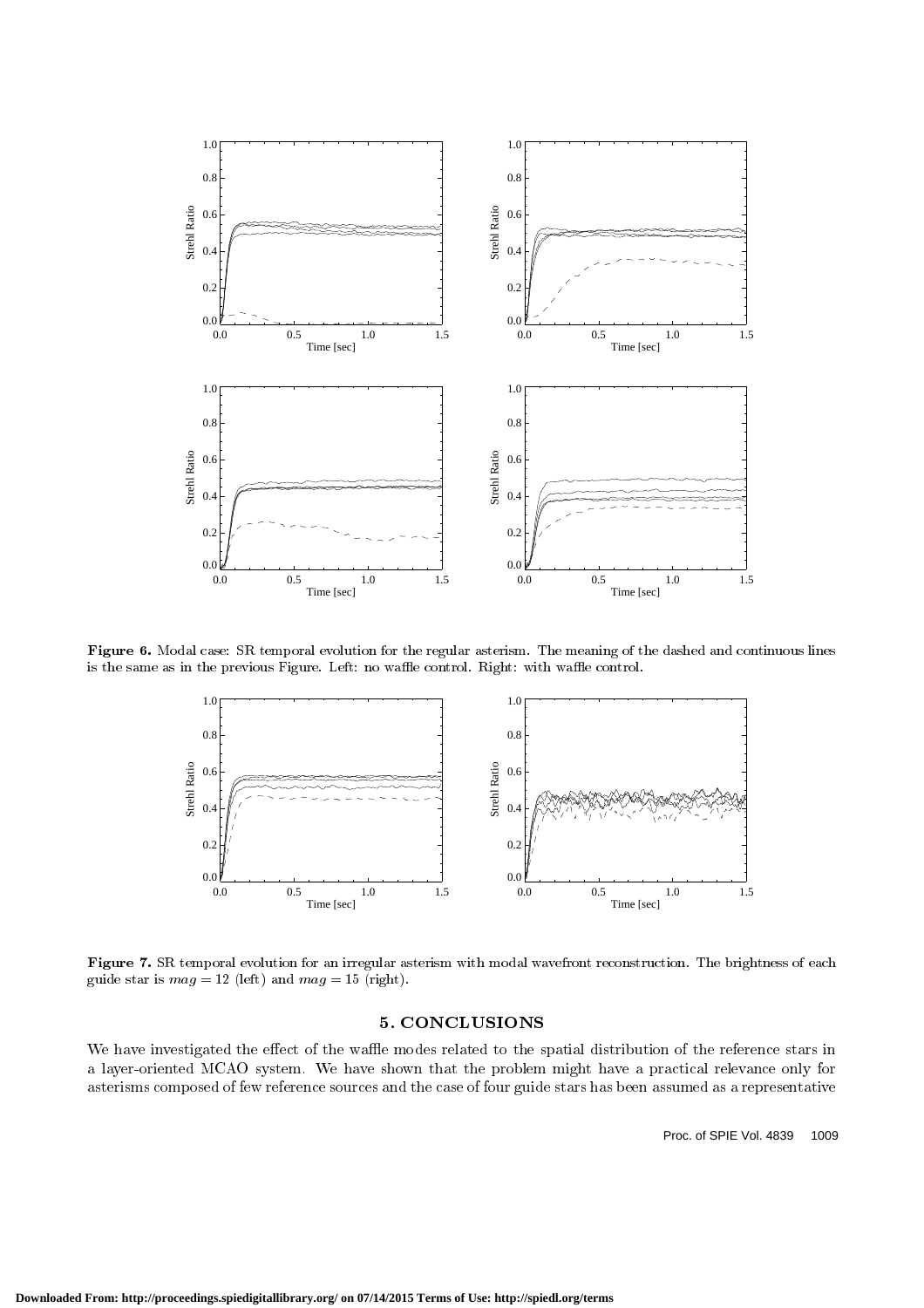**Figure 6.** Modal case: SR temporal evolution for the regular asterism. The meaning of the dashed and continuous lines is the same as in the previous Figure. Left: no waffle control. Right: with waffle control.

**Figure 7.** SR temporal evolution for an irregular asterism with modal wavefront reconstruction. The brightness of each guide star is $mag = 12$ (left) and $mag = 15$ (right).

## 5. CONCLUSIONS

We have investigated the effect of the waffle modes related to the spatial distribution of the reference stars in a layer-oriented MCAO system. We have shown that the problem might have a practical relevance only for asterisms composed of few reference sources and the case of four guide stars has been assumed as a representative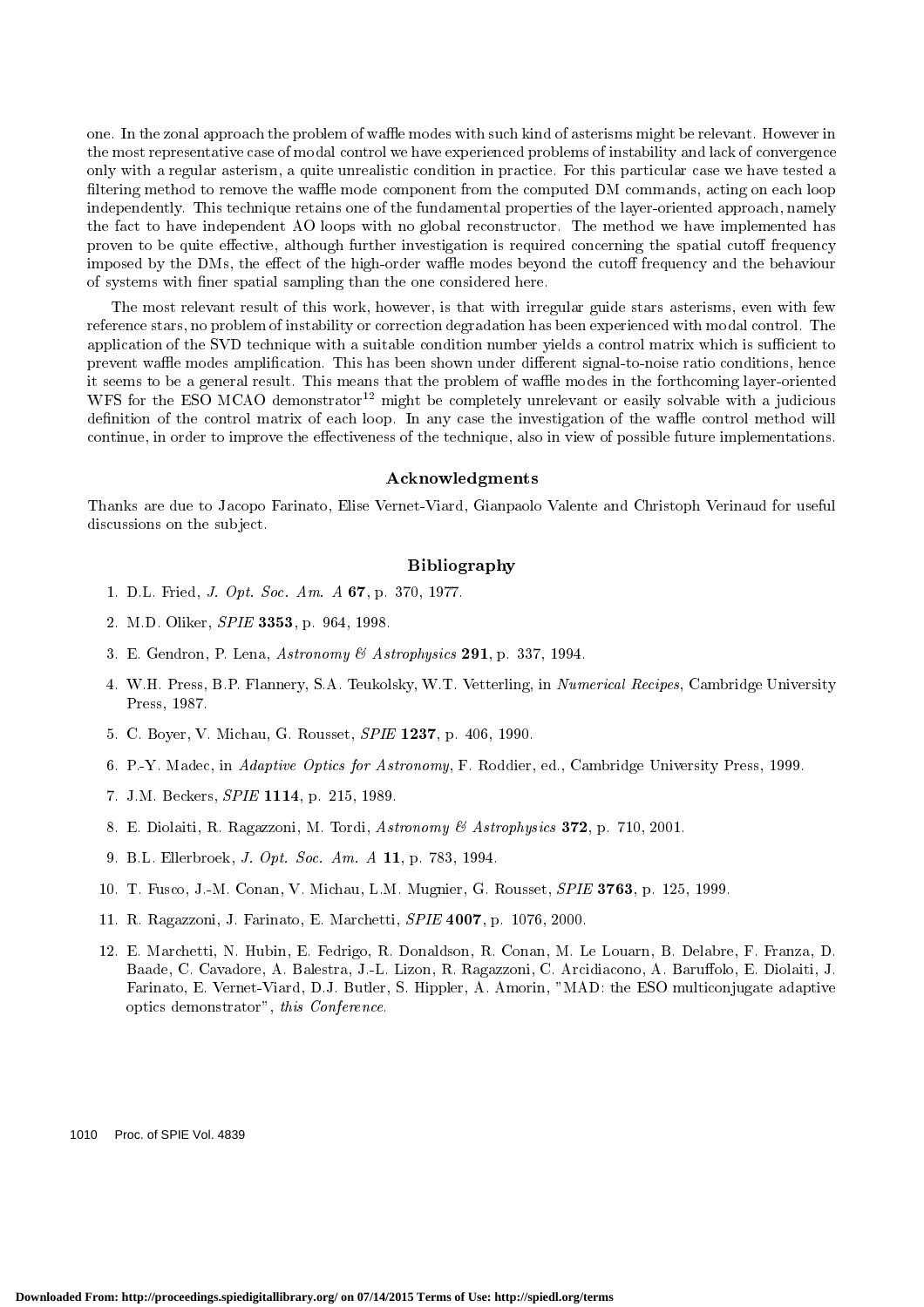one. In the zonal approach the problem of waffle modes with such kind of asterisms might be relevant. However in the most representative case of modal control we have experienced problems of instability and lack of convergence only with a regular asterism, a quite unrealistic condition in practice. For this particular case we have tested a filtering method to remove the waffle mode component from the computed DM commands, acting on each loop independently. This technique retains one of the fundamental properties of the layer-oriented approach, namely the fact to have independent AO loops with no global reconstructor. The method we have implemented has proven to be quite effective, although further investigation is required concerning the spatial cutoff frequency imposed by the DMs, the effect of the high-order waffle modes beyond the cutoff frequency and the behaviour of systems with finer spatial sampling than the one considered here.

The most relevant result of this work, however, is that with irregular guide stars asterisms, even with few reference stars, no problem of instability or correction degradation has been experienced with modal control. The application of the SVD technique with a suitable condition number yields a control matrix which is sufficient to prevent waffle modes amplification. This has been shown under different signal-to-noise ratio conditions, hence it seems to be a general result. This means that the problem of waffle modes in the forthcoming layer-oriented WFS for the ESO MCAO demonstrator[12] might be completely unrelevant or easily solvable with a judicious definition of the control matrix of each loop. In any case the investigation of the waffle control method will continue, in order to improve the effectiveness of the technique, also in view of possible future implementations.

## Acknowledgments

Thanks are due to Jacopo Farinato, Elise Vernet-Viard, Gianpaolo Valente and Christoph Verinaud for useful discussions on the subject.

## Bibliography

1. D.L. Fried, *J. Opt. Soc. Am. A* **67**, p. 370, 1977.
2. M.D. Oliker, *SPIE* **3353**, p. 964, 1998.
3. E. Gendron, P. Lena, *Astronomy & Astrophysics* **291**, p. 337, 1994.
4. W.H. Press, B.P. Flannery, S.A. Teukolsky, W.T. Vetterling, in *Numerical Recipes*, Cambridge University Press, 1987.
5. C. Boyer, V. Michau, G. Rousset, *SPIE* **1237**, p. 406, 1990.
6. P.-Y. Madec, in *Adaptive Optics for Astronomy*, F. Roddier, ed., Cambridge University Press, 1999.
7. J.M. Beckers, *SPIE* **1114**, p. 215, 1989.
8. E. Diolaiti, R. Ragazzoni, M. Tordi, *Astronomy & Astrophysics* **372**, p. 710, 2001.
9. B.L. Ellerbroek, *J. Opt. Soc. Am. A* **11**, p. 783, 1994.
10. T. Fusco, J.-M. Conan, V. Michau, L.M. Mugnier, G. Rousset, *SPIE* **3763**, p. 125, 1999.
11. R. Ragazzoni, J. Farinato, E. Marchetti, *SPIE* **4007**, p. 1076, 2000.
12. E. Marchetti, N. Hubin, E. Fedrigo, R. Donaldson, R. Conan, M. Le Louarn, B. Delabre, F. Franza, D. Baade, C. Cavadore, A. Balestra, J.-L. Lizon, R. Ragazzoni, C. Arcidiacono, A. Baruffolo, E. Diolaiti, J. Farinato, E. Vernet-Viard, D.J. Butler, S. Hippler, A. Amorin, "MAD: the ESO multiconjugate adaptive optics demonstrator", *this Conference*.